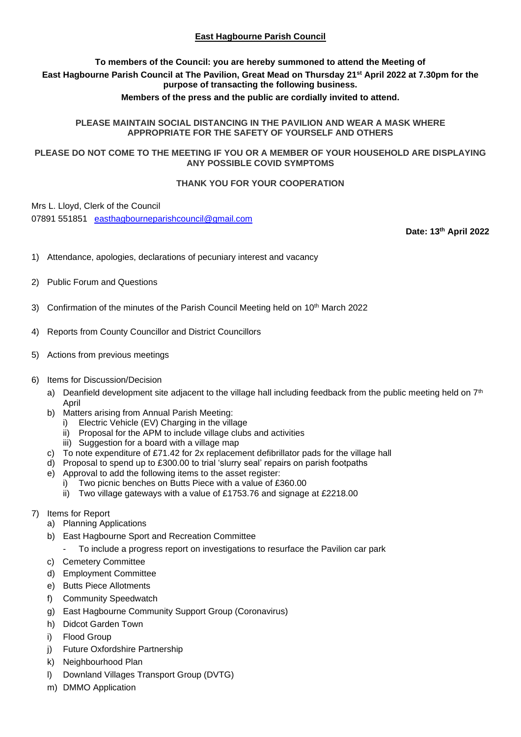# East Hagbourne Parish Council

**To members of the Council: you are hereby summoned to attend the Meeting of East Hagbourne Parish Council at The Pavilion, Great Mead on Thursday 21st April 2022 at 7.30pm for the purpose of transacting the following business.**

**Members of the press and the public are cordially invited to attend.**

**PLEASE MAINTAIN SOCIAL DISTANCING IN THE PAVILION AND WEAR A MASK WHERE APPROPRIATE FOR THE SAFETY OF YOURSELF AND OTHERS**

**PLEASE DO NOT COME TO THE MEETING IF YOU OR A MEMBER OF YOUR HOUSEHOLD ARE DISPLAYING ANY POSSIBLE COVID SYMPTOMS**

**THANK YOU FOR YOUR COOPERATION**

Mrs L. Lloyd, Clerk of the Council
07891 551851 easthagbourneparishcouncil@gmail.com

**Date: 13th April 2022**

1) Attendance, apologies, declarations of pecuniary interest and vacancy
2) Public Forum and Questions
3) Confirmation of the minutes of the Parish Council Meeting held on 10th March 2022
4) Reports from County Councillor and District Councillors
5) Actions from previous meetings
6) Items for Discussion/Decision
   a) Deanfield development site adjacent to the village hall including feedback from the public meeting held on 7th April
   b) Matters arising from Annual Parish Meeting:
      i) Electric Vehicle (EV) Charging in the village
      ii) Proposal for the APM to include village clubs and activities
      iii) Suggestion for a board with a village map
   c) To note expenditure of £71.42 for 2x replacement defibrillator pads for the village hall
   d) Proposal to spend up to £300.00 to trial 'slurry seal' repairs on parish footpaths
   e) Approval to add the following items to the asset register:
      i) Two picnic benches on Butts Piece with a value of £360.00
      ii) Two village gateways with a value of £1753.76 and signage at £2218.00
7) Items for Report
   a) Planning Applications
   b) East Hagbourne Sport and Recreation Committee
      - To include a progress report on investigations to resurface the Pavilion car park
   c) Cemetery Committee
   d) Employment Committee
   e) Butts Piece Allotments
   f) Community Speedwatch
   g) East Hagbourne Community Support Group (Coronavirus)
   h) Didcot Garden Town
   i) Flood Group
   j) Future Oxfordshire Partnership
   k) Neighbourhood Plan
   l) Downland Villages Transport Group (DVTG)
   m) DMMO Application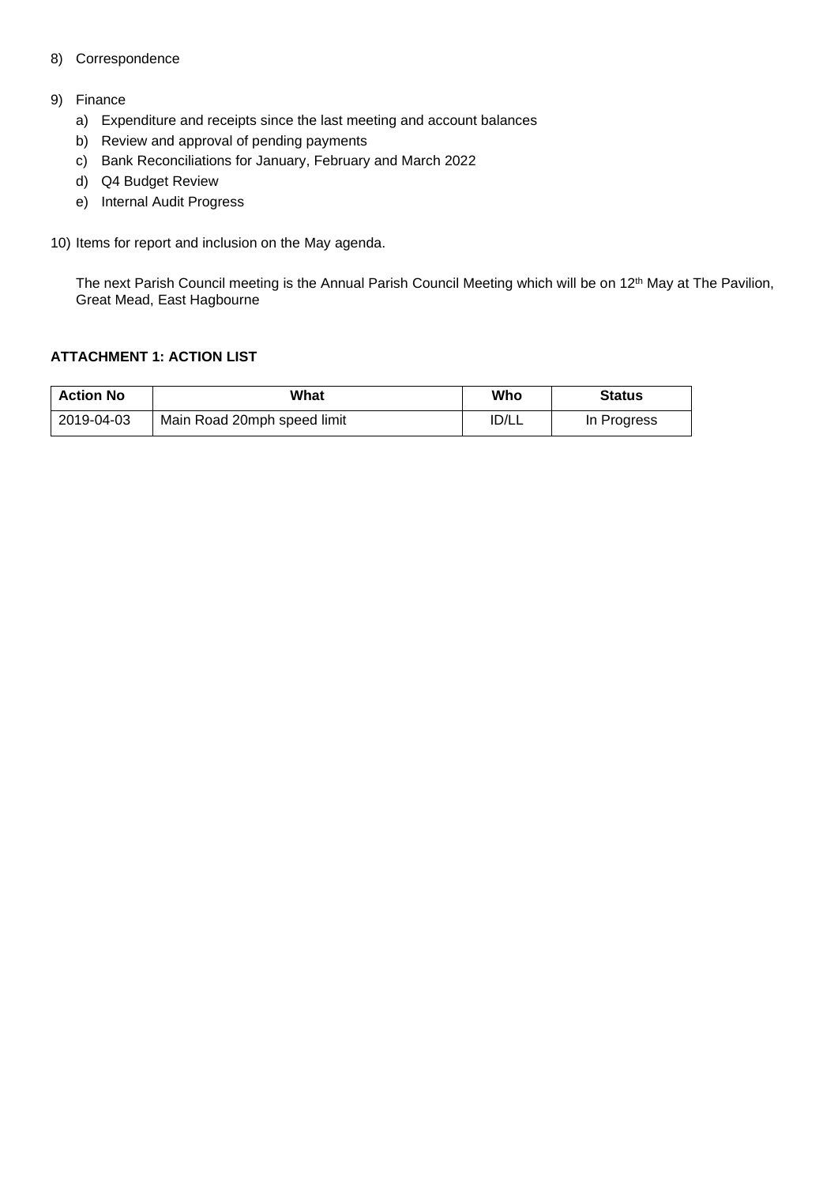8) Correspondence

9) Finance
   a) Expenditure and receipts since the last meeting and account balances
   b) Review and approval of pending payments
   c) Bank Reconciliations for January, February and March 2022
   d) Q4 Budget Review
   e) Internal Audit Progress

10) Items for report and inclusion on the May agenda.

The next Parish Council meeting is the Annual Parish Council Meeting which will be on 12th May at The Pavilion, Great Mead, East Hagbourne

**ATTACHMENT 1: ACTION LIST**

| Action No | What | Who | Status |
|---|---|---|---|
| 2019-04-03 | Main Road 20mph speed limit | ID/LL | In Progress |